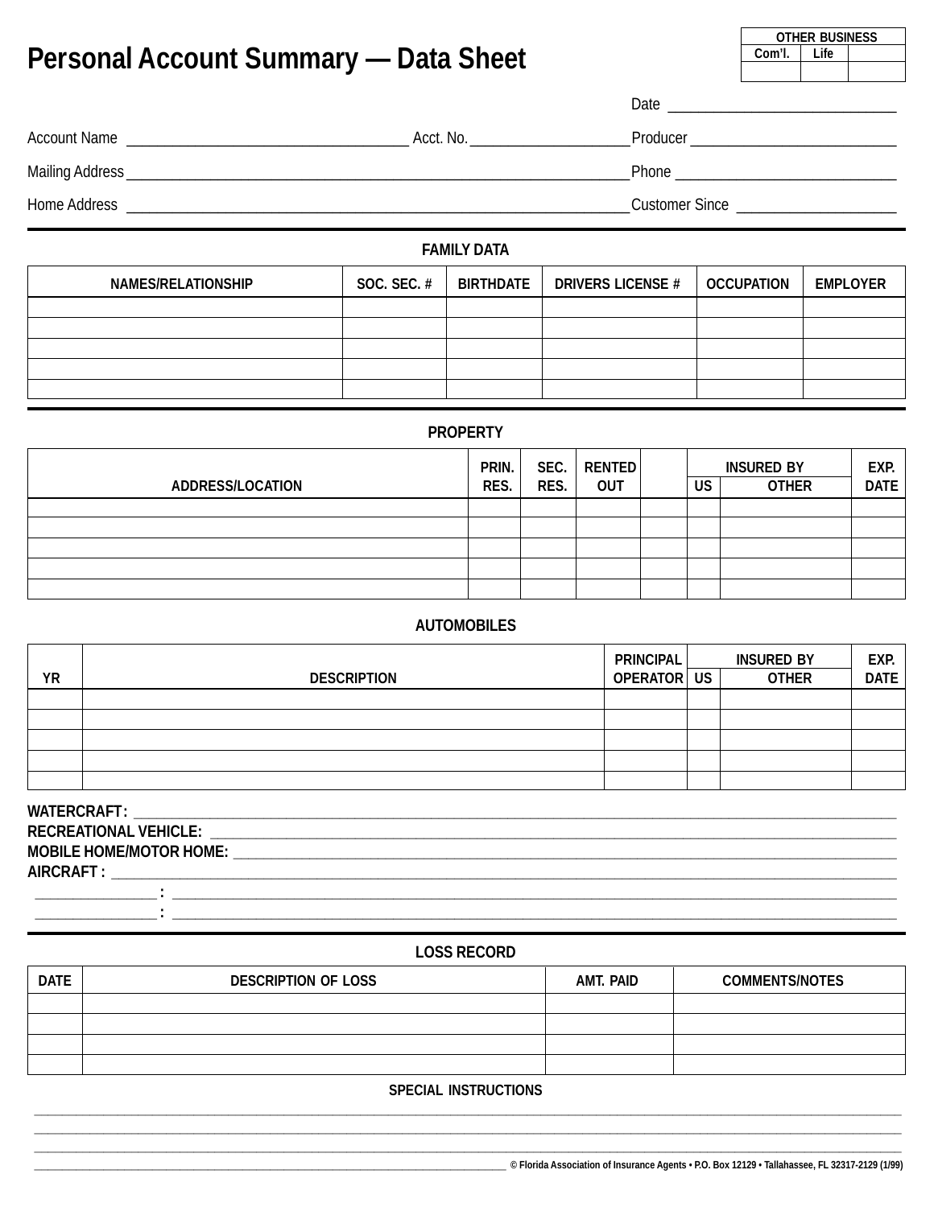# Personal Account Summary — Data Sheet

| OTHER BUSINESS | | |
|---|---|---|
| Com'l. | Life | |
| | | |

Date ______________________

Account Name ______________________ Acct. No. ______________ Producer ______________________

Mailing Address ______________________________________ Phone ______________________

Home Address ______________________________________ Customer Since ______________

## FAMILY DATA

| NAMES/RELATIONSHIP | SOC. SEC. # | BIRTHDATE | DRIVERS LICENSE # | OCCUPATION | EMPLOYER |
|---|---|---|---|---|---|
| | | | | | |
| | | | | | |
| | | | | | |
| | | | | | |
| | | | | | |

## PROPERTY

| ADDRESS/LOCATION | PRIN. RES. | SEC. RES. | RENTED OUT | | INSURED BY | | EXP. DATE |
|---|---|---|---|---|---|---|---|
| | | | | | US | OTHER | |
| | | | | | | | |
| | | | | | | | |
| | | | | | | | |
| | | | | | | | |
| | | | | | | | |

## AUTOMOBILES

| YR | DESCRIPTION | PRINCIPAL OPERATOR | INSURED BY | | EXP. DATE |
|---|---|---|---|---|---|
| | | | US | OTHER | |
| | | | | | |
| | | | | | |
| | | | | | |
| | | | | | |
| | | | | | |

**WATERCRAFT:** ______________________________________

**RECREATIONAL VEHICLE:** ______________________________________

**MOBILE HOME/MOTOR HOME:** ______________________________________

**AIRCRAFT :** ______________________________________

______________ **:** ______________________________________

______________ **:** ______________________________________

## LOSS RECORD

| DATE | DESCRIPTION OF LOSS | AMT. PAID | COMMENTS/NOTES |
|---|---|---|---|
| | | | |
| | | | |
| | | | |
| | | | |

## SPECIAL INSTRUCTIONS

______________________________________

______________________________________

______________________________________

______________________________________

© Florida Association of Insurance Agents • P.O. Box 12129 • Tallahassee, FL 32317-2129 (1/99)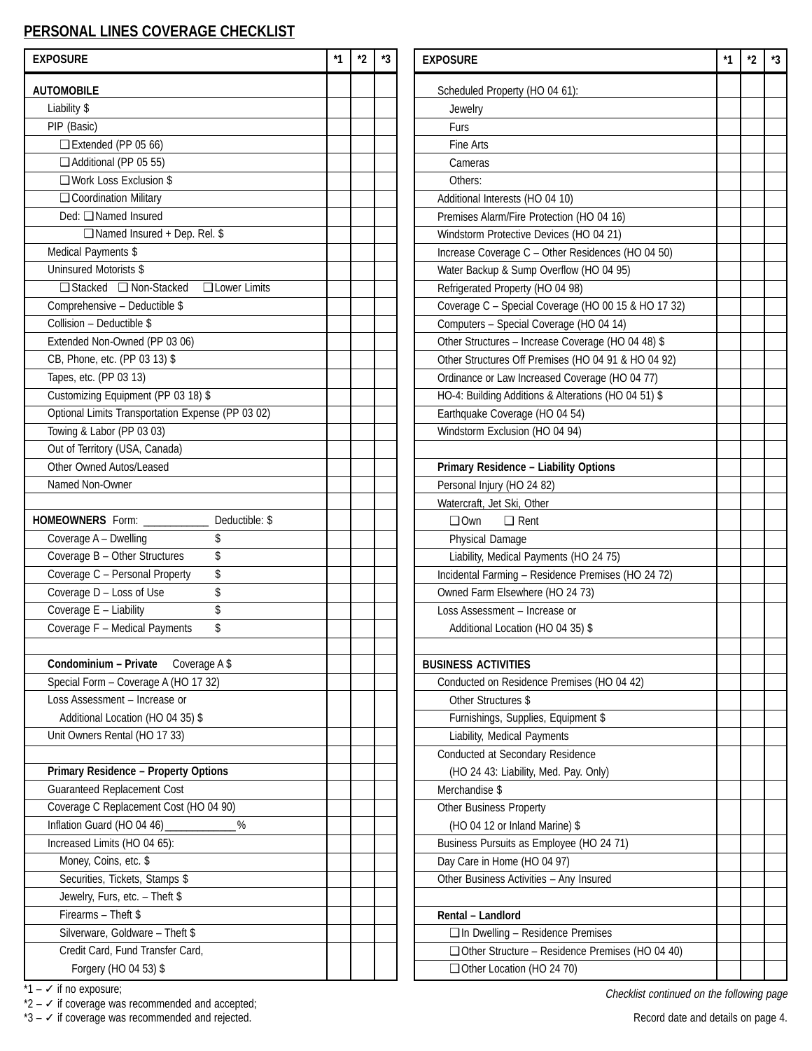## PERSONAL LINES COVERAGE CHECKLIST

| EXPOSURE | *1 | *2 | *3 |
|---|---|---|---|
| **AUTOMOBILE** | | | |
| Liability $ | | | |
| PIP (Basic) | | | |
| ❑ Extended (PP 05 66) | | | |
| ❑ Additional (PP 05 55) | | | |
| ❑ Work Loss Exclusion $ | | | |
| ❑ Coordination Military | | | |
| Ded: ❑ Named Insured | | | |
| ❑ Named Insured + Dep. Rel. $ | | | |
| Medical Payments $ | | | |
| Uninsured Motorists $ | | | |
| ❑ Stacked ❑ Non-Stacked ❑ Lower Limits | | | |
| Comprehensive – Deductible $ | | | |
| Collision – Deductible $ | | | |
| Extended Non-Owned (PP 03 06) | | | |
| CB, Phone, etc. (PP 03 13) $ | | | |
| Tapes, etc. (PP 03 13) | | | |
| Customizing Equipment (PP 03 18) $ | | | |
| Optional Limits Transportation Expense (PP 03 02) | | | |
| Towing & Labor (PP 03 03) | | | |
| Out of Territory (USA, Canada) | | | |
| Other Owned Autos/Leased | | | |
| Named Non-Owner | | | |
| | | | |
| **HOMEOWNERS** Form: ____________ Deductible: $ | | | |
| Coverage A – Dwelling $ | | | |
| Coverage B – Other Structures $ | | | |
| Coverage C – Personal Property $ | | | |
| Coverage D – Loss of Use $ | | | |
| Coverage E – Liability $ | | | |
| Coverage F – Medical Payments $ | | | |
| | | | |
| **Condominium – Private** Coverage A $ | | | |
| Special Form – Coverage A (HO 17 32) | | | |
| Loss Assessment – Increase or Additional Location (HO 04 35) $ | | | |
| Unit Owners Rental (HO 17 33) | | | |
| | | | |
| **Primary Residence – Property Options** | | | |
| Guaranteed Replacement Cost | | | |
| Coverage C Replacement Cost (HO 04 90) | | | |
| Inflation Guard (HO 04 46) _____________% | | | |
| Increased Limits (HO 04 65): | | | |
| Money, Coins, etc. $ | | | |
| Securities, Tickets, Stamps $ | | | |
| Jewelry, Furs, etc. – Theft $ | | | |
| Firearms – Theft $ | | | |
| Silverware, Goldware – Theft $ | | | |
| Credit Card, Fund Transfer Card, Forgery (HO 04 53) $ | | | |

| EXPOSURE | *1 | *2 | *3 |
|---|---|---|---|
| Scheduled Property (HO 04 61): | | | |
| Jewelry | | | |
| Furs | | | |
| Fine Arts | | | |
| Cameras | | | |
| Others: | | | |
| Additional Interests (HO 04 10) | | | |
| Premises Alarm/Fire Protection (HO 04 16) | | | |
| Windstorm Protective Devices (HO 04 21) | | | |
| Increase Coverage C – Other Residences (HO 04 50) | | | |
| Water Backup & Sump Overflow (HO 04 95) | | | |
| Refrigerated Property (HO 04 98) | | | |
| Coverage C – Special Coverage (HO 00 15 & HO 17 32) | | | |
| Computers – Special Coverage (HO 04 14) | | | |
| Other Structures – Increase Coverage (HO 04 48) $ | | | |
| Other Structures Off Premises (HO 04 91 & HO 04 92) | | | |
| Ordinance or Law Increased Coverage (HO 04 77) | | | |
| HO-4: Building Additions & Alterations (HO 04 51) $ | | | |
| Earthquake Coverage (HO 04 54) | | | |
| Windstorm Exclusion (HO 04 94) | | | |
| | | | |
| **Primary Residence – Liability Options** | | | |
| Personal Injury (HO 24 82) | | | |
| Watercraft, Jet Ski, Other | | | |
| ❑ Own ❑ Rent | | | |
| Physical Damage | | | |
| Liability, Medical Payments (HO 24 75) | | | |
| Incidental Farming – Residence Premises (HO 24 72) | | | |
| Owned Farm Elsewhere (HO 24 73) | | | |
| Loss Assessment – Increase or Additional Location (HO 04 35) $ | | | |
| | | | |
| **BUSINESS ACTIVITIES** | | | |
| Conducted on Residence Premises (HO 04 42) | | | |
| Other Structures $ | | | |
| Furnishings, Supplies, Equipment $ | | | |
| Liability, Medical Payments | | | |
| Conducted at Secondary Residence (HO 24 43: Liability, Med. Pay. Only) | | | |
| Merchandise $ | | | |
| Other Business Property (HO 04 12 or Inland Marine) $ | | | |
| Business Pursuits as Employee (HO 24 71) | | | |
| Day Care in Home (HO 04 97) | | | |
| Other Business Activities – Any Insured | | | |
| | | | |
| **Rental – Landlord** | | | |
| ❑ In Dwelling – Residence Premises | | | |
| ❑ Other Structure – Residence Premises (HO 04 40) | | | |
| ❑ Other Location (HO 24 70) | | | |

*1 – ✓ if no exposure;
*2 – ✓ if coverage was recommended and accepted;
*3 – ✓ if coverage was recommended and rejected.

*Checklist continued on the following page*

Record date and details on page 4.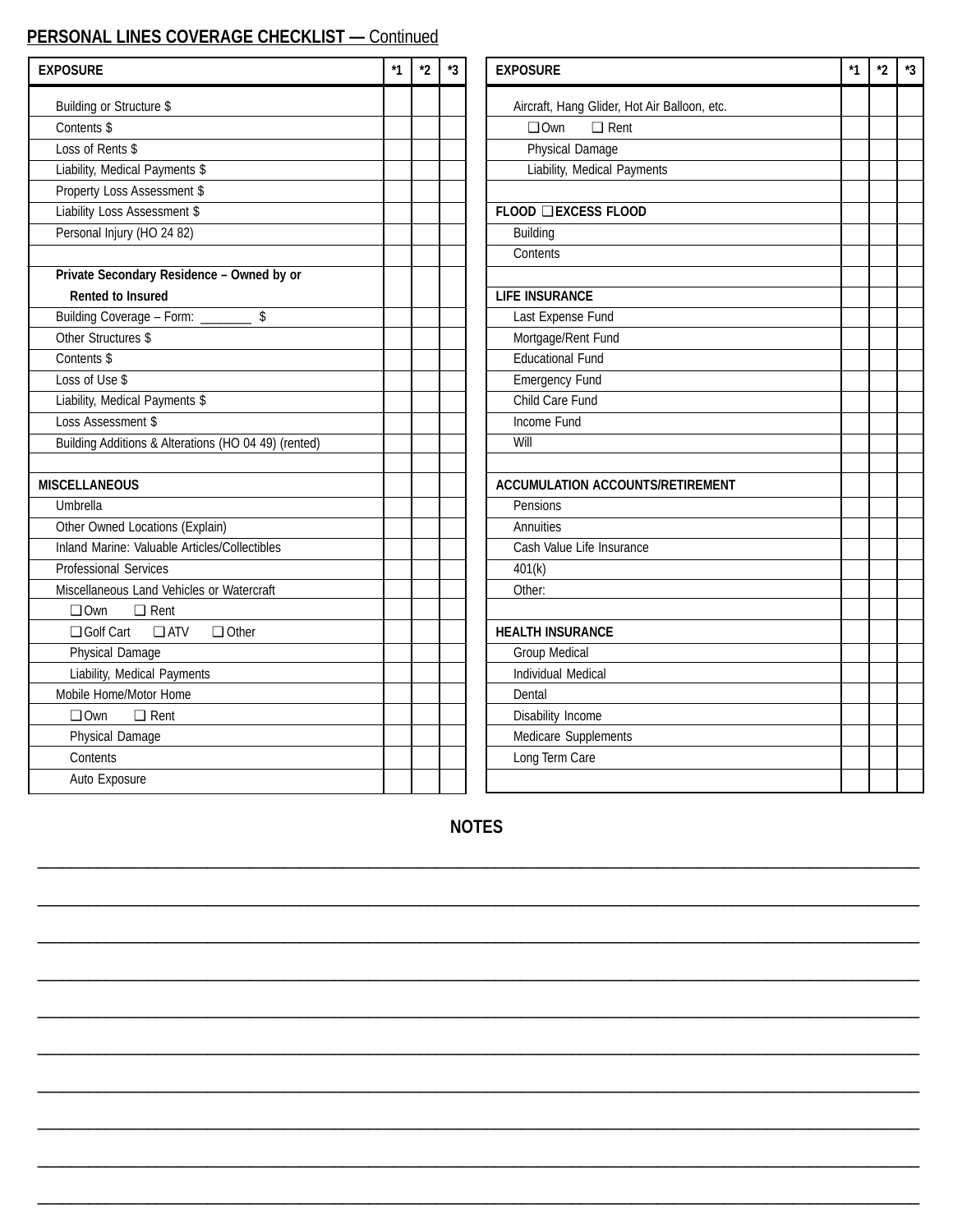## PERSONAL LINES COVERAGE CHECKLIST — Continued

| EXPOSURE | *1 | *2 | *3 |
|---|---|---|---|
| Building or Structure $ | | | |
| Contents $ | | | |
| Loss of Rents $ | | | |
| Liability, Medical Payments $ | | | |
| Property Loss Assessment $ | | | |
| Liability Loss Assessment $ | | | |
| Personal Injury (HO 24 82) | | | |
| | | | |
| **Private Secondary Residence – Owned by or Rented to Insured** | | | |
| Building Coverage – Form: ________ $ | | | |
| Other Structures $ | | | |
| Contents $ | | | |
| Loss of Use $ | | | |
| Liability, Medical Payments $ | | | |
| Loss Assessment $ | | | |
| Building Additions & Alterations (HO 04 49) (rented) | | | |
| | | | |
| **MISCELLANEOUS** | | | |
| Umbrella | | | |
| Other Owned Locations (Explain) | | | |
| Inland Marine: Valuable Articles/Collectibles | | | |
| Professional Services | | | |
| Miscellaneous Land Vehicles or Watercraft | | | |
| ❑ Own ❑ Rent | | | |
| ❑ Golf Cart ❑ ATV ❑ Other | | | |
| Physical Damage | | | |
| Liability, Medical Payments | | | |
| Mobile Home/Motor Home | | | |
| ❑ Own ❑ Rent | | | |
| Physical Damage | | | |
| Contents | | | |
| Auto Exposure | | | |

| EXPOSURE | *1 | *2 | *3 |
|---|---|---|---|
| Aircraft, Hang Glider, Hot Air Balloon, etc. | | | |
| ❑ Own ❑ Rent | | | |
| Physical Damage | | | |
| Liability, Medical Payments | | | |
| | | | |
| **FLOOD ❑ EXCESS FLOOD** | | | |
| Building | | | |
| Contents | | | |
| | | | |
| **LIFE INSURANCE** | | | |
| Last Expense Fund | | | |
| Mortgage/Rent Fund | | | |
| Educational Fund | | | |
| Emergency Fund | | | |
| Child Care Fund | | | |
| Income Fund | | | |
| Will | | | |
| | | | |
| **ACCUMULATION ACCOUNTS/RETIREMENT** | | | |
| Pensions | | | |
| Annuities | | | |
| Cash Value Life Insurance | | | |
| 401(k) | | | |
| Other: | | | |
| | | | |
| **HEALTH INSURANCE** | | | |
| Group Medical | | | |
| Individual Medical | | | |
| Dental | | | |
| Disability Income | | | |
| Medicare Supplements | | | |
| Long Term Care | | | |
| | | | |

### NOTES

______________________________________________________________________________

______________________________________________________________________________

______________________________________________________________________________

______________________________________________________________________________

______________________________________________________________________________

______________________________________________________________________________

______________________________________________________________________________

______________________________________________________________________________

______________________________________________________________________________

______________________________________________________________________________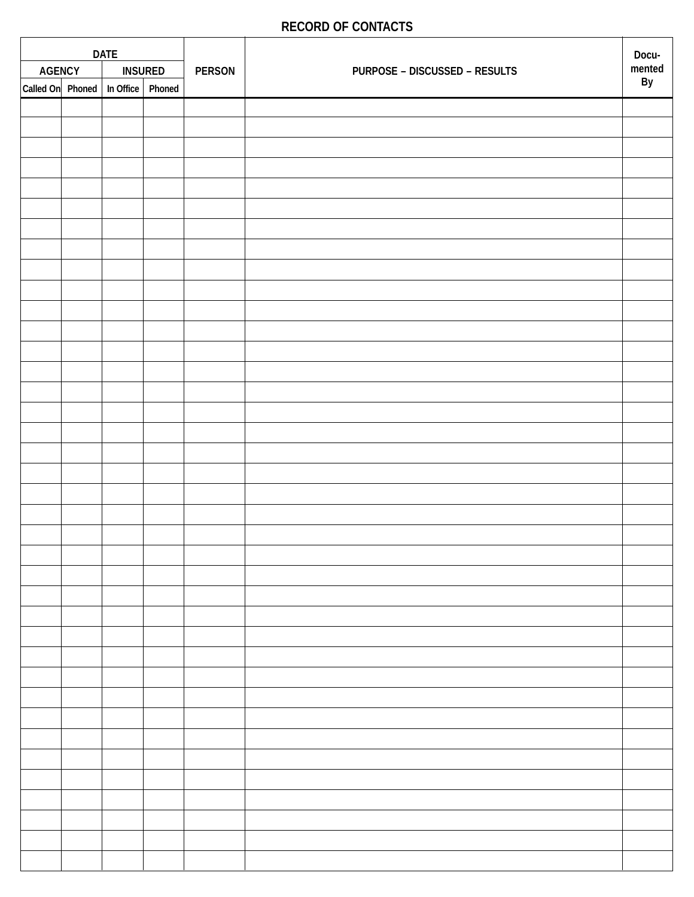## RECORD OF CONTACTS

| DATE | | | | PERSON | PURPOSE – DISCUSSED – RESULTS | Docu-mented By |
|---|---|---|---|---|---|---|
| AGENCY | | INSURED | | | | |
| Called On | Phoned | In Office | Phoned | | | |
| | | | | | | |
| | | | | | | |
| | | | | | | |
| | | | | | | |
| | | | | | | |
| | | | | | | |
| | | | | | | |
| | | | | | | |
| | | | | | | |
| | | | | | | |
| | | | | | | |
| | | | | | | |
| | | | | | | |
| | | | | | | |
| | | | | | | |
| | | | | | | |
| | | | | | | |
| | | | | | | |
| | | | | | | |
| | | | | | | |
| | | | | | | |
| | | | | | | |
| | | | | | | |
| | | | | | | |
| | | | | | | |
| | | | | | | |
| | | | | | | |
| | | | | | | |
| | | | | | | |
| | | | | | | |
| | | | | | | |
| | | | | | | |
| | | | | | | |
| | | | | | | |
| | | | | | | |
| | | | | | | |
| | | | | | | |
| | | | | | | |